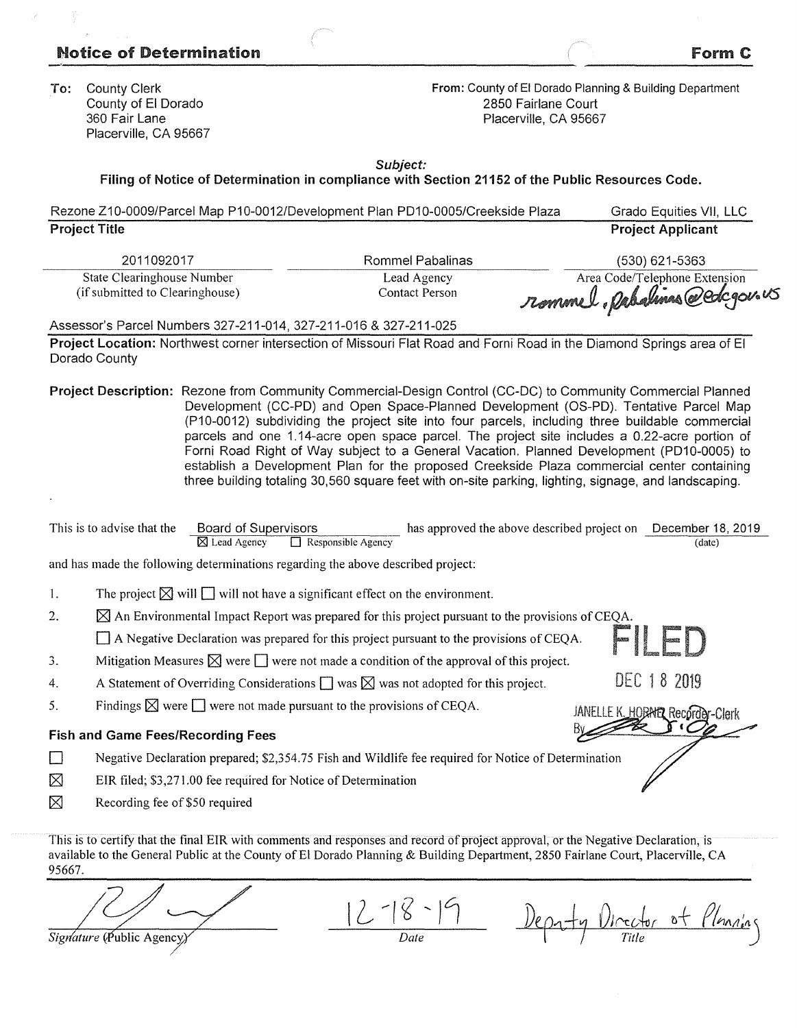## Notice of Determination

**Form C**

**To:** County Clerk
County of El Dorado
360 Fair Lane
Placerville, CA 95667

**From:** County of El Dorado Planning & Building Department
2850 Fairlane Court
Placerville, CA 95667

***Subject:***
**Filing of Notice of Determination in compliance with Section 21152 of the Public Resources Code.**

| Rezone Z10-0009/Parcel Map P10-0012/Development Plan PD10-0005/Creekside Plaza | Grado Equities VII, LLC |
|---|---|
| **Project Title** | **Project Applicant** |

| 2011092017 | Rommel Pabalinas | (530) 621-5363 rommel.pabalinas@edcgov.us |
|---|---|---|
| State Clearinghouse Number (if submitted to Clearinghouse) | Lead Agency Contact Person | Area Code/Telephone Extension |

Assessor's Parcel Numbers 327-211-014, 327-211-016 & 327-211-025

**Project Location:** Northwest corner intersection of Missouri Flat Road and Forni Road in the Diamond Springs area of El Dorado County

**Project Description:** Rezone from Community Commercial-Design Control (CC-DC) to Community Commercial Planned Development (CC-PD) and Open Space-Planned Development (OS-PD). Tentative Parcel Map (P10-0012) subdividing the project site into four parcels, including three buildable commercial parcels and one 1.14-acre open space parcel. The project site includes a 0.22-acre portion of Forni Road Right of Way subject to a General Vacation. Planned Development (PD10-0005) to establish a Development Plan for the proposed Creekside Plaza commercial center containing three building totaling 30,560 square feet with on-site parking, lighting, signage, and landscaping.

This is to advise that the Board of Supervisors (☒ Lead Agency ☐ Responsible Agency) has approved the above described project on December 18, 2019 (date) and has made the following determinations regarding the above described project:

1. The project ☒ will ☐ will not have a significant effect on the environment.
2. ☒ An Environmental Impact Report was prepared for this project pursuant to the provisions of CEQA.
   ☐ A Negative Declaration was prepared for this project pursuant to the provisions of CEQA.
3. Mitigation Measures ☒ were ☐ were not made a condition of the approval of this project.
4. A Statement of Overriding Considerations ☐ was ☒ was not adopted for this project.
5. Findings ☒ were ☐ were not made pursuant to the provisions of CEQA.

FILED
DEC 18 2019
JANELLE K. HORNE Recorder-Clerk
By [signature]

### Fish and Game Fees/Recording Fees

- ☐ Negative Declaration prepared; $2,354.75 Fish and Wildlife fee required for Notice of Determination
- ☒ EIR filed; $3,271.00 fee required for Notice of Determination
- ☒ Recording fee of $50 required

This is to certify that the final EIR with comments and responses and record of project approval, or the Negative Declaration, is available to the General Public at the County of El Dorado Planning & Building Department, 2850 Fairlane Court, Placerville, CA 95667.

| [signature] | 12-18-19 | Deputy Director of Planning |
|---|---|---|
| *Signature (Public Agency)* | *Date* | *Title* |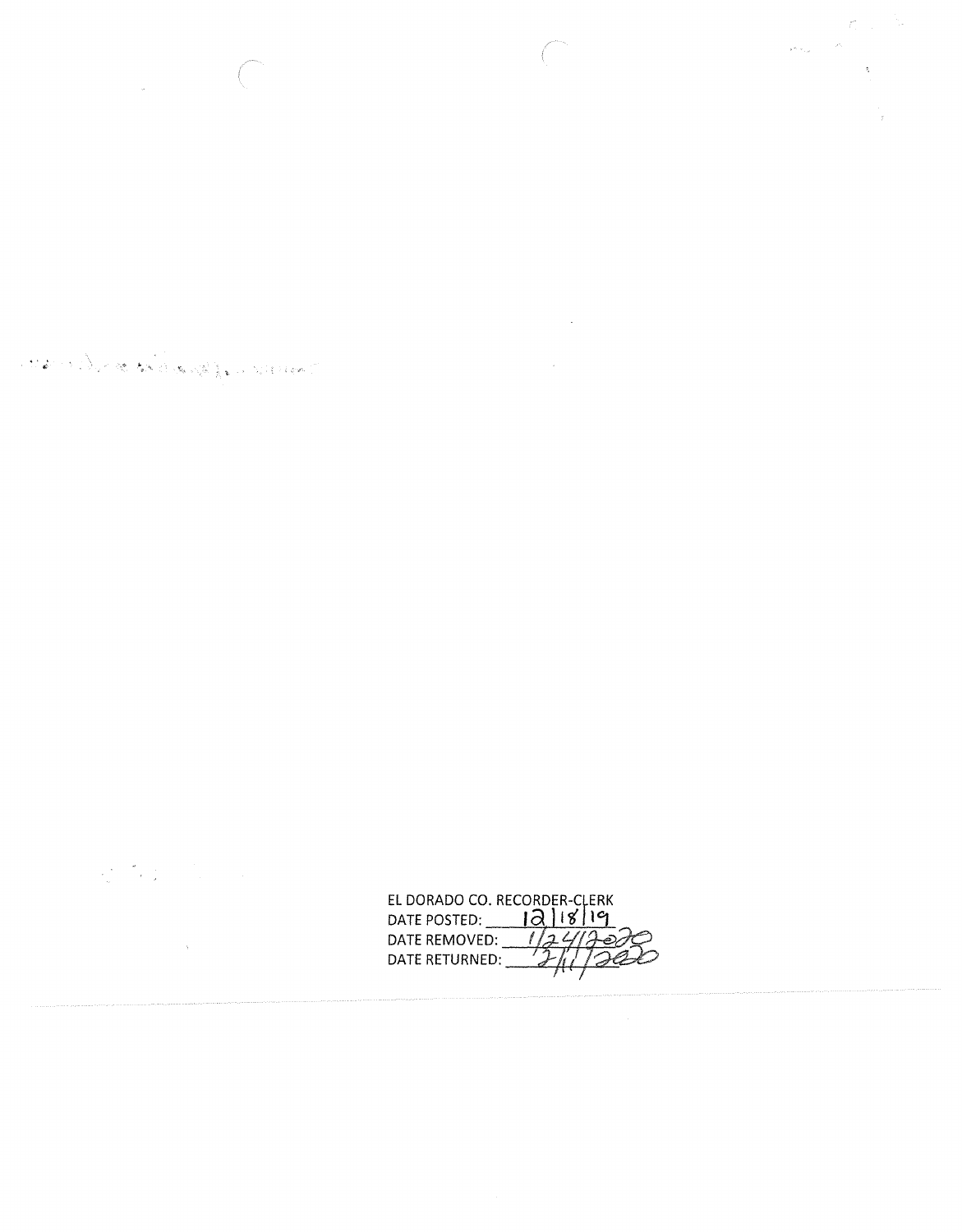EL DORADO CO. RECORDER-CLERK
DATE POSTED: 12/18/19
DATE REMOVED: 1/24/2020
DATE RETURNED: 2/11/2020